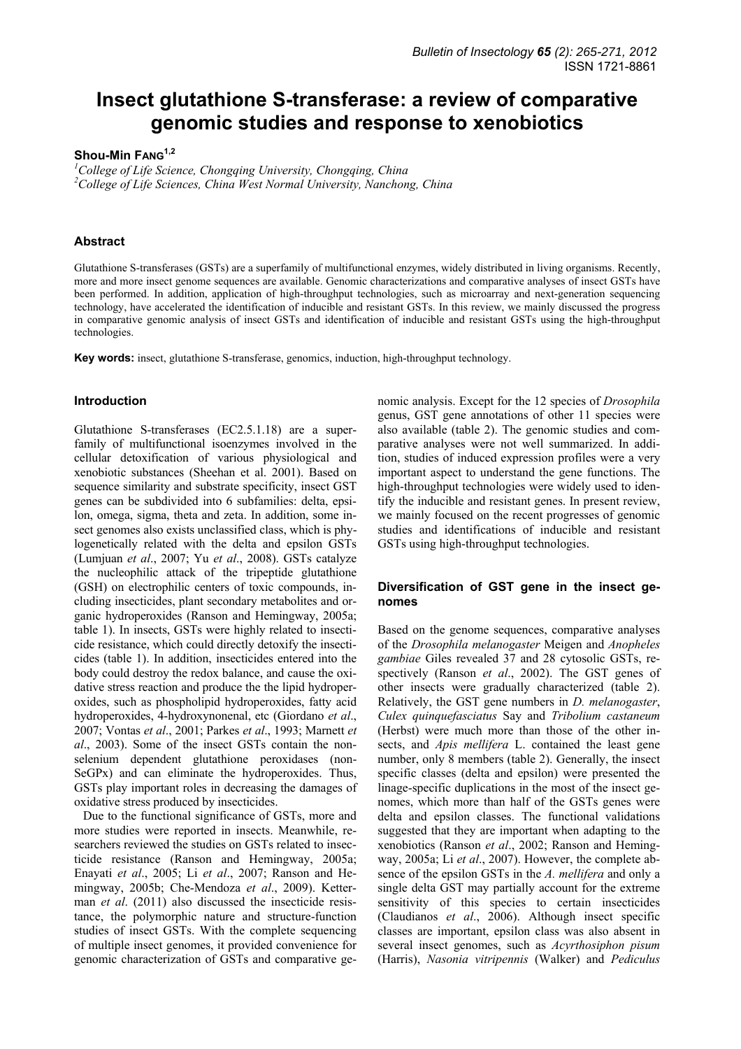# Insect glutathione S-transferase: a review of comparative genomic studies and response to xenobiotics

**Shou-Min FANG**[1,2]

[1]*College of Life Science, Chongqing University, Chongqing, China*
[2]*College of Life Sciences, China West Normal University, Nanchong, China*

### Abstract

Glutathione S-transferases (GSTs) are a superfamily of multifunctional enzymes, widely distributed in living organisms. Recently, more and more insect genome sequences are available. Genomic characterizations and comparative analyses of insect GSTs have been performed. In addition, application of high-throughput technologies, such as microarray and next-generation sequencing technology, have accelerated the identification of inducible and resistant GSTs. In this review, we mainly discussed the progress in comparative genomic analysis of insect GSTs and identification of inducible and resistant GSTs using the high-throughput technologies.

**Key words:** insect, glutathione S-transferase, genomics, induction, high-throughput technology.

### Introduction

Glutathione S-transferases (EC2.5.1.18) are a superfamily of multifunctional isoenzymes involved in the cellular detoxification of various physiological and xenobiotic substances (Sheehan et al. 2001). Based on sequence similarity and substrate specificity, insect GST genes can be subdivided into 6 subfamilies: delta, epsilon, omega, sigma, theta and zeta. In addition, some insect genomes also exists unclassified class, which is phylogenetically related with the delta and epsilon GSTs (Lumjuan *et al*., 2007; Yu *et al*., 2008). GSTs catalyze the nucleophilic attack of the tripeptide glutathione (GSH) on electrophilic centers of toxic compounds, including insecticides, plant secondary metabolites and organic hydroperoxides (Ranson and Hemingway, 2005a; table 1). In insects, GSTs were highly related to insecticide resistance, which could directly detoxify the insecticides (table 1). In addition, insecticides entered into the body could destroy the redox balance, and cause the oxidative stress reaction and produce the the lipid hydroperoxides, such as phospholipid hydroperoxides, fatty acid hydroperoxides, 4-hydroxynonenal, etc (Giordano *et al*., 2007; Vontas *et al*., 2001; Parkes *et al*., 1993; Marnett *et al*., 2003). Some of the insect GSTs contain the non-selenium dependent glutathione peroxidases (non-SeGPx) and can eliminate the hydroperoxides. Thus, GSTs play important roles in decreasing the damages of oxidative stress produced by insecticides.

Due to the functional significance of GSTs, more and more studies were reported in insects. Meanwhile, researchers reviewed the studies on GSTs related to insecticide resistance (Ranson and Hemingway, 2005a; Enayati *et al*., 2005; Li *et al*., 2007; Ranson and Hemingway, 2005b; Che-Mendoza *et al*., 2009). Ketterman *et al*. (2011) also discussed the insecticide resistance, the polymorphic nature and structure-function studies of insect GSTs. With the complete sequencing of multiple insect genomes, it provided convenience for genomic characterization of GSTs and comparative genomic analysis. Except for the 12 species of *Drosophila* genus, GST gene annotations of other 11 species were also available (table 2). The genomic studies and comparative analyses were not well summarized. In addition, studies of induced expression profiles were a very important aspect to understand the gene functions. The high-throughput technologies were widely used to identify the inducible and resistant genes. In present review, we mainly focused on the recent progresses of genomic studies and identifications of inducible and resistant GSTs using high-throughput technologies.

### Diversification of GST gene in the insect genomes

Based on the genome sequences, comparative analyses of the *Drosophila melanogaster* Meigen and *Anopheles gambiae* Giles revealed 37 and 28 cytosolic GSTs, respectively (Ranson *et al*., 2002). The GST genes of other insects were gradually characterized (table 2). Relatively, the GST gene numbers in *D. melanogaster*, *Culex quinquefasciatus* Say and *Tribolium castaneum* (Herbst) were much more than those of the other insects, and *Apis mellifera* L. contained the least gene number, only 8 members (table 2). Generally, the insect specific classes (delta and epsilon) were presented the linage-specific duplications in the most of the insect genomes, which more than half of the GSTs genes were delta and epsilon classes. The functional validations suggested that they are important when adapting to the xenobiotics (Ranson *et al*., 2002; Ranson and Hemingway, 2005a; Li *et al*., 2007). However, the complete absence of the epsilon GSTs in the *A. mellifera* and only a single delta GST may partially account for the extreme sensitivity of this species to certain insecticides (Claudianos *et al*., 2006). Although insect specific classes are important, epsilon class was also absent in several insect genomes, such as *Acyrthosiphon pisum* (Harris), *Nasonia vitripennis* (Walker) and *Pediculus*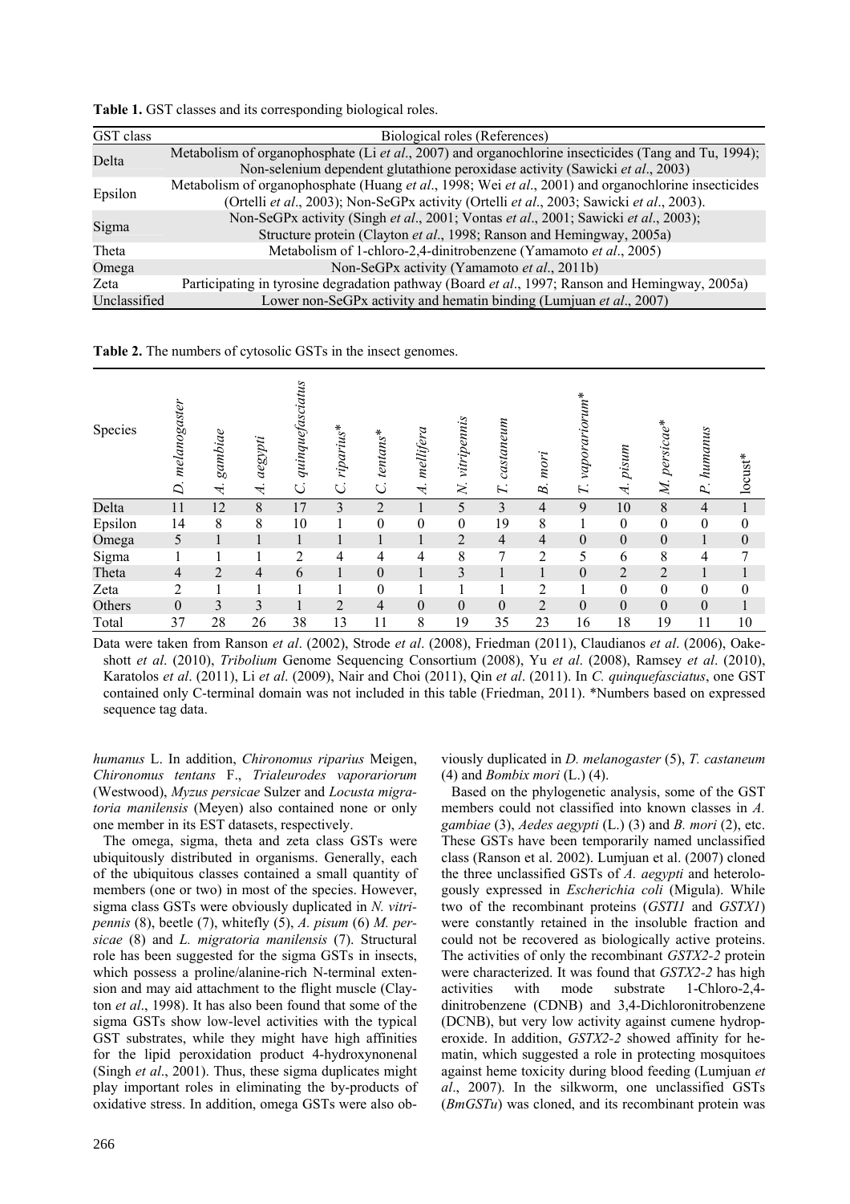**Table 1.** GST classes and its corresponding biological roles.

| GST class | Biological roles (References) |
|---|---|
| Delta | Metabolism of organophosphate (Li *et al*., 2007) and organochlorine insecticides (Tang and Tu, 1994); Non-selenium dependent glutathione peroxidase activity (Sawicki *et al*., 2003) |
| Epsilon | Metabolism of organophosphate (Huang *et al*., 1998; Wei *et al*., 2001) and organochlorine insecticides (Ortelli *et al*., 2003); Non-SeGPx activity (Ortelli *et al*., 2003; Sawicki *et al*., 2003). |
| Sigma | Non-SeGPx activity (Singh *et al*., 2001; Vontas *et al*., 2001; Sawicki *et al*., 2003); Structure protein (Clayton *et al*., 1998; Ranson and Hemingway, 2005a) |
| Theta | Metabolism of 1-chloro-2,4-dinitrobenzene (Yamamoto *et al*., 2005) |
| Omega | Non-SeGPx activity (Yamamoto *et al*., 2011b) |
| Zeta | Participating in tyrosine degradation pathway (Board *et al*., 1997; Ranson and Hemingway, 2005a) |
| Unclassified | Lower non-SeGPx activity and hematin binding (Lumjuan *et al*., 2007) |

**Table 2.** The numbers of cytosolic GSTs in the insect genomes.

| Species | *D. melanogaster* | *A. gambiae* | *A. aegypti* | *C. quinquefasciatus* | *C. riparius*\* | *C. tentans*\* | *A. mellifera* | *N. vitripennis* | *T. castaneum* | *B. mori* | *T. vaporariorum*\* | *A. pisum* | *M. persicae*\* | *P. humanus* | locust\* |
|---|---|---|---|---|---|---|---|---|---|---|---|---|---|---|---|
| Delta | 11 | 12 | 8 | 17 | 3 | 2 | 1 | 5 | 3 | 4 | 9 | 10 | 8 | 4 | 1 |
| Epsilon | 14 | 8 | 8 | 10 | 1 | 0 | 0 | 0 | 19 | 8 | 1 | 0 | 0 | 0 | 0 |
| Omega | 5 | 1 | 1 | 1 | 1 | 1 | 1 | 2 | 4 | 4 | 0 | 0 | 0 | 1 | 0 |
| Sigma | 1 | 1 | 1 | 2 | 4 | 4 | 4 | 8 | 7 | 2 | 5 | 6 | 8 | 4 | 7 |
| Theta | 4 | 2 | 4 | 6 | 1 | 0 | 1 | 3 | 1 | 1 | 0 | 2 | 2 | 1 | 1 |
| Zeta | 2 | 1 | 1 | 1 | 1 | 0 | 1 | 1 | 1 | 2 | 1 | 0 | 0 | 0 | 0 |
| Others | 0 | 3 | 3 | 1 | 2 | 4 | 0 | 0 | 0 | 2 | 0 | 0 | 0 | 0 | 1 |
| Total | 37 | 28 | 26 | 38 | 13 | 11 | 8 | 19 | 35 | 23 | 16 | 18 | 19 | 11 | 10 |

Data were taken from Ranson *et al*. (2002), Strode *et al*. (2008), Friedman (2011), Claudianos *et al*. (2006), Oakeshott *et al*. (2010), *Tribolium* Genome Sequencing Consortium (2008), Yu *et al*. (2008), Ramsey *et al*. (2010), Karatolos *et al*. (2011), Li *et al*. (2009), Nair and Choi (2011), Qin *et al*. (2011). In *C. quinquefasciatus*, one GST contained only C-terminal domain was not included in this table (Friedman, 2011). \*Numbers based on expressed sequence tag data.

*humanus* L. In addition, *Chironomus riparius* Meigen, *Chironomus tentans* F., *Trialeurodes vaporariorum* (Westwood), *Myzus persicae* Sulzer and *Locusta migratoria manilensis* (Meyen) also contained none or only one member in its EST datasets, respectively.

The omega, sigma, theta and zeta class GSTs were ubiquitously distributed in organisms. Generally, each of the ubiquitous classes contained a small quantity of members (one or two) in most of the species. However, sigma class GSTs were obviously duplicated in *N. vitripennis* (8), beetle (7), whitefly (5), *A. pisum* (6) *M. persicae* (8) and *L. migratoria manilensis* (7). Structural role has been suggested for the sigma GSTs in insects, which possess a proline/alanine-rich N-terminal extension and may aid attachment to the flight muscle (Clayton *et al*., 1998). It has also been found that some of the sigma GSTs show low-level activities with the typical GST substrates, while they might have high affinities for the lipid peroxidation product 4-hydroxynonenal (Singh *et al*., 2001). Thus, these sigma duplicates might play important roles in eliminating the by-products of oxidative stress. In addition, omega GSTs were also obviously duplicated in *D. melanogaster* (5), *T. castaneum* (4) and *Bombix mori* (L.) (4).

Based on the phylogenetic analysis, some of the GST members could not classified into known classes in *A. gambiae* (3), *Aedes aegypti* (L.) (3) and *B. mori* (2), etc. These GSTs have been temporarily named unclassified class (Ranson et al. 2002). Lumjuan et al. (2007) cloned the three unclassified GSTs of *A. aegypti* and heterologously expressed in *Escherichia coli* (Migula). While two of the recombinant proteins (*GSTI1* and *GSTX1*) were constantly retained in the insoluble fraction and could not be recovered as biologically active proteins. The activities of only the recombinant *GSTX2-2* protein were characterized. It was found that *GSTX2-2* has high activities with mode substrate 1-Chloro-2,4-dinitrobenzene (CDNB) and 3,4-Dichloronitrobenzene (DCNB), but very low activity against cumene hydroperoxide. In addition, *GSTX2-2* showed affinity for hematin, which suggested a role in protecting mosquitoes against heme toxicity during blood feeding (Lumjuan *et al*., 2007). In the silkworm, one unclassified GSTs (*BmGSTu*) was cloned, and its recombinant protein was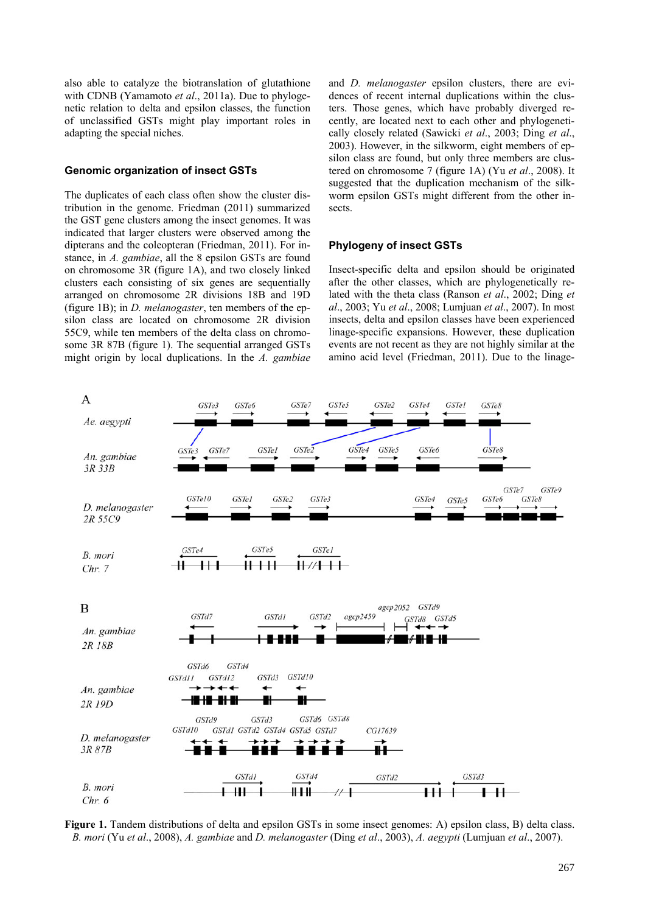also able to catalyze the biotranslation of glutathione with CDNB (Yamamoto *et al*., 2011a). Due to phylogenetic relation to delta and epsilon classes, the function of unclassified GSTs might play important roles in adapting the special niches.

### Genomic organization of insect GSTs

The duplicates of each class often show the cluster distribution in the genome. Friedman (2011) summarized the GST gene clusters among the insect genomes. It was indicated that larger clusters were observed among the dipterans and the coleopteran (Friedman, 2011). For instance, in *A. gambiae*, all the 8 epsilon GSTs are found on chromosome 3R (figure 1A), and two closely linked clusters each consisting of six genes are sequentially arranged on chromosome 2R divisions 18B and 19D (figure 1B); in *D. melanogaster*, ten members of the epsilon class are located on chromosome 2R division 55C9, while ten members of the delta class on chromosome 3R 87B (figure 1). The sequential arranged GSTs might origin by local duplications. In the *A. gambiae* and *D. melanogaster* epsilon clusters, there are evidences of recent internal duplications within the clusters. Those genes, which have probably diverged recently, are located next to each other and phylogenetically closely related (Sawicki *et al*., 2003; Ding *et al*., 2003). However, in the silkworm, eight members of epsilon class are found, but only three members are clustered on chromosome 7 (figure 1A) (Yu *et al*., 2008). It suggested that the duplication mechanism of the silkworm epsilon GSTs might different from the other insects.

### Phylogeny of insect GSTs

Insect-specific delta and epsilon should be originated after the other classes, which are phylogenetically related with the theta class (Ranson *et al*., 2002; Ding *et al*., 2003; Yu *et al*., 2008; Lumjuan *et al*., 2007). In most insects, delta and epsilon classes have been experienced linage-specific expansions. However, these duplication events are not recent as they are not highly similar at the amino acid level (Friedman, 2011). Due to the linage-

**Figure 1.** Tandem distributions of delta and epsilon GSTs in some insect genomes: A) epsilon class, B) delta class. *B. mori* (Yu *et al*., 2008), *A. gambiae* and *D. melanogaster* (Ding *et al*., 2003), *A. aegypti* (Lumjuan *et al*., 2007).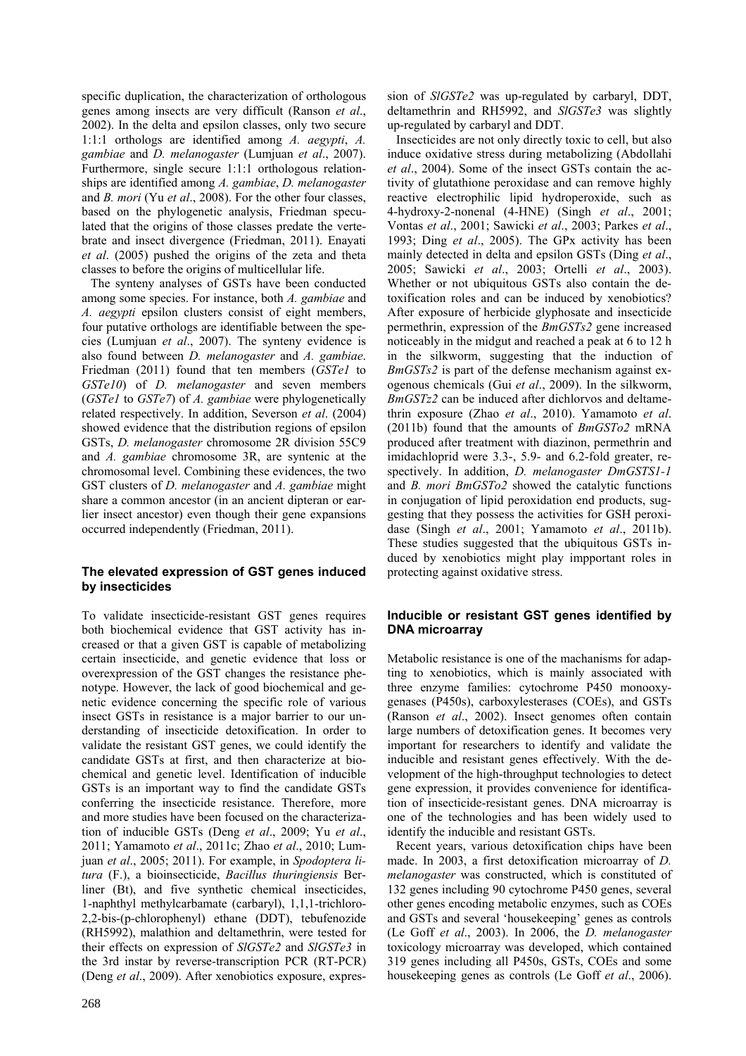specific duplication, the characterization of orthologous genes among insects are very difficult (Ranson *et al*., 2002). In the delta and epsilon classes, only two secure 1:1:1 orthologs are identified among *A. aegypti*, *A. gambiae* and *D. melanogaster* (Lumjuan *et al*., 2007). Furthermore, single secure 1:1:1 orthologous relationships are identified among *A. gambiae*, *D. melanogaster* and *B. mori* (Yu *et al*., 2008). For the other four classes, based on the phylogenetic analysis, Friedman speculated that the origins of those classes predate the vertebrate and insect divergence (Friedman, 2011). Enayati *et al*. (2005) pushed the origins of the zeta and theta classes to before the origins of multicellular life.

The synteny analyses of GSTs have been conducted among some species. For instance, both *A. gambiae* and *A. aegypti* epsilon clusters consist of eight members, four putative orthologs are identifiable between the species (Lumjuan *et al*., 2007). The synteny evidence is also found between *D. melanogaster* and *A. gambiae*. Friedman (2011) found that ten members (*GSTe1* to *GSTe10*) of *D. melanogaster* and seven members (*GSTe1* to *GSTe7*) of *A. gambiae* were phylogenetically related respectively. In addition, Severson *et al*. (2004) showed evidence that the distribution regions of epsilon GSTs, *D. melanogaster* chromosome 2R division 55C9 and *A. gambiae* chromosome 3R, are syntenic at the chromosomal level. Combining these evidences, the two GST clusters of *D. melanogaster* and *A. gambiae* might share a common ancestor (in an ancient dipteran or earlier insect ancestor) even though their gene expansions occurred independently (Friedman, 2011).

### The elevated expression of GST genes induced by insecticides

To validate insecticide-resistant GST genes requires both biochemical evidence that GST activity has increased or that a given GST is capable of metabolizing certain insecticide, and genetic evidence that loss or overexpression of the GST changes the resistance phenotype. However, the lack of good biochemical and genetic evidence concerning the specific role of various insect GSTs in resistance is a major barrier to our understanding of insecticide detoxification. In order to validate the resistant GST genes, we could identify the candidate GSTs at first, and then characterize at biochemical and genetic level. Identification of inducible GSTs is an important way to find the candidate GSTs conferring the insecticide resistance. Therefore, more and more studies have been focused on the characterization of inducible GSTs (Deng *et al*., 2009; Yu *et al*., 2011; Yamamoto *et al*., 2011c; Zhao *et al*., 2010; Lumjuan *et al*., 2005; 2011). For example, in *Spodoptera litura* (F.), a bioinsecticide, *Bacillus thuringiensis* Berliner (Bt), and five synthetic chemical insecticides, 1-naphthyl methylcarbamate (carbaryl), 1,1,1-trichloro-2,2-bis-(p-chlorophenyl) ethane (DDT), tebufenozide (RH5992), malathion and deltamethrin, were tested for their effects on expression of *SlGSTe2* and *SlGSTe3* in the 3rd instar by reverse-transcription PCR (RT-PCR) (Deng *et al*., 2009). After xenobiotics exposure, expression of *SlGSTe2* was up-regulated by carbaryl, DDT, deltamethrin and RH5992, and *SlGSTe3* was slightly up-regulated by carbaryl and DDT.

Insecticides are not only directly toxic to cell, but also induce oxidative stress during metabolizing (Abdollahi *et al*., 2004). Some of the insect GSTs contain the activity of glutathione peroxidase and can remove highly reactive electrophilic lipid hydroperoxide, such as 4-hydroxy-2-nonenal (4-HNE) (Singh *et al*., 2001; Vontas *et al*., 2001; Sawicki *et al*., 2003; Parkes *et al*., 1993; Ding *et al*., 2005). The GPx activity has been mainly detected in delta and epsilon GSTs (Ding *et al*., 2005; Sawicki *et al*., 2003; Ortelli *et al*., 2003). Whether or not ubiquitous GSTs also contain the detoxification roles and can be induced by xenobiotics? After exposure of herbicide glyphosate and insecticide permethrin, expression of the *BmGSTs2* gene increased noticeably in the midgut and reached a peak at 6 to 12 h in the silkworm, suggesting that the induction of *BmGSTs2* is part of the defense mechanism against exogenous chemicals (Gui *et al*., 2009). In the silkworm, *BmGSTz2* can be induced after dichlorvos and deltamethrin exposure (Zhao *et al*., 2010). Yamamoto *et al*. (2011b) found that the amounts of *BmGSTo2* mRNA produced after treatment with diazinon, permethrin and imidachloprid were 3.3-, 5.9- and 6.2-fold greater, respectively. In addition, *D. melanogaster DmGSTS1-1* and *B. mori BmGSTo2* showed the catalytic functions in conjugation of lipid peroxidation end products, suggesting that they possess the activities for GSH peroxidase (Singh *et al*., 2001; Yamamoto *et al*., 2011b). These studies suggested that the ubiquitous GSTs induced by xenobiotics might play impportant roles in protecting against oxidative stress.

### Inducible or resistant GST genes identified by DNA microarray

Metabolic resistance is one of the machanisms for adapting to xenobiotics, which is mainly associated with three enzyme families: cytochrome P450 monooxygenases (P450s), carboxylesterases (COEs), and GSTs (Ranson *et al*., 2002). Insect genomes often contain large numbers of detoxification genes. It becomes very important for researchers to identify and validate the inducible and resistant genes effectively. With the development of the high-throughput technologies to detect gene expression, it provides convenience for identification of insecticide-resistant genes. DNA microarray is one of the technologies and has been widely used to identify the inducible and resistant GSTs.

Recent years, various detoxification chips have been made. In 2003, a first detoxification microarray of *D. melanogaster* was constructed, which is constituted of 132 genes including 90 cytochrome P450 genes, several other genes encoding metabolic enzymes, such as COEs and GSTs and several 'housekeeping' genes as controls (Le Goff *et al*., 2003). In 2006, the *D. melanogaster* toxicology microarray was developed, which contained 319 genes including all P450s, GSTs, COEs and some housekeeping genes as controls (Le Goff *et al*., 2006).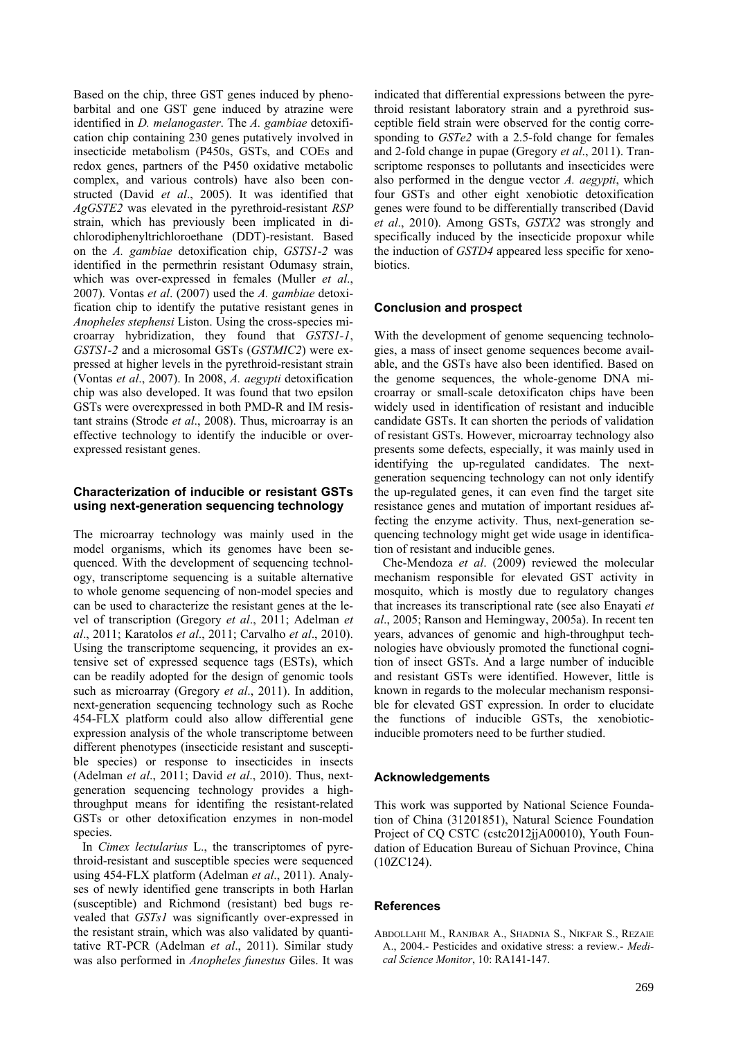Based on the chip, three GST genes induced by phenobarbital and one GST gene induced by atrazine were identified in *D. melanogaster*. The *A. gambiae* detoxification chip containing 230 genes putatively involved in insecticide metabolism (P450s, GSTs, and COEs and redox genes, partners of the P450 oxidative metabolic complex, and various controls) have also been constructed (David *et al*., 2005). It was identified that *AgGSTE2* was elevated in the pyrethroid-resistant *RSP* strain, which has previously been implicated in dichlorodiphenyltrichloroethane (DDT)-resistant. Based on the *A. gambiae* detoxification chip, *GSTS1-2* was identified in the permethrin resistant Odumasy strain, which was over-expressed in females (Muller *et al*., 2007). Vontas *et al*. (2007) used the *A. gambiae* detoxification chip to identify the putative resistant genes in *Anopheles stephensi* Liston. Using the cross-species microarray hybridization, they found that *GSTS1-1*, *GSTS1-2* and a microsomal GSTs (*GSTMIC2*) were expressed at higher levels in the pyrethroid-resistant strain (Vontas *et al*., 2007). In 2008, *A. aegypti* detoxification chip was also developed. It was found that two epsilon GSTs were overexpressed in both PMD-R and IM resistant strains (Strode *et al*., 2008). Thus, microarray is an effective technology to identify the inducible or overexpressed resistant genes.

### Characterization of inducible or resistant GSTs using next-generation sequencing technology

The microarray technology was mainly used in the model organisms, which its genomes have been sequenced. With the development of sequencing technology, transcriptome sequencing is a suitable alternative to whole genome sequencing of non-model species and can be used to characterize the resistant genes at the level of transcription (Gregory *et al*., 2011; Adelman *et al*., 2011; Karatolos *et al*., 2011; Carvalho *et al*., 2010). Using the transcriptome sequencing, it provides an extensive set of expressed sequence tags (ESTs), which can be readily adopted for the design of genomic tools such as microarray (Gregory *et al*., 2011). In addition, next-generation sequencing technology such as Roche 454-FLX platform could also allow differential gene expression analysis of the whole transcriptome between different phenotypes (insecticide resistant and susceptible species) or response to insecticides in insects (Adelman *et al*., 2011; David *et al*., 2010). Thus, next-generation sequencing technology provides a high-throughput means for identifing the resistant-related GSTs or other detoxification enzymes in non-model species.

In *Cimex lectularius* L., the transcriptomes of pyrethroid-resistant and susceptible species were sequenced using 454-FLX platform (Adelman *et al*., 2011). Analyses of newly identified gene transcripts in both Harlan (susceptible) and Richmond (resistant) bed bugs revealed that *GSTs1* was significantly over-expressed in the resistant strain, which was also validated by quantitative RT-PCR (Adelman *et al*., 2011). Similar study was also performed in *Anopheles funestus* Giles. It was indicated that differential expressions between the pyrethroid resistant laboratory strain and a pyrethroid susceptible field strain were observed for the contig corresponding to *GSTe2* with a 2.5-fold change for females and 2-fold change in pupae (Gregory *et al*., 2011). Transcriptome responses to pollutants and insecticides were also performed in the dengue vector *A. aegypti*, which four GSTs and other eight xenobiotic detoxification genes were found to be differentially transcribed (David *et al*., 2010). Among GSTs, *GSTX2* was strongly and specifically induced by the insecticide propoxur while the induction of *GSTD4* appeared less specific for xenobiotics.

### Conclusion and prospect

With the development of genome sequencing technologies, a mass of insect genome sequences become available, and the GSTs have also been identified. Based on the genome sequences, the whole-genome DNA microarray or small-scale detoxificaton chips have been widely used in identification of resistant and inducible candidate GSTs. It can shorten the periods of validation of resistant GSTs. However, microarray technology also presents some defects, especially, it was mainly used in identifying the up-regulated candidates. The next-generation sequencing technology can not only identify the up-regulated genes, it can even find the target site resistance genes and mutation of important residues affecting the enzyme activity. Thus, next-generation sequencing technology might get wide usage in identification of resistant and inducible genes.

Che-Mendoza *et al*. (2009) reviewed the molecular mechanism responsible for elevated GST activity in mosquito, which is mostly due to regulatory changes that increases its transcriptional rate (see also Enayati *et al*., 2005; Ranson and Hemingway, 2005a). In recent ten years, advances of genomic and high-throughput technologies have obviously promoted the functional cognition of insect GSTs. And a large number of inducible and resistant GSTs were identified. However, little is known in regards to the molecular mechanism responsible for elevated GST expression. In order to elucidate the functions of inducible GSTs, the xenobiotic-inducible promoters need to be further studied.

### Acknowledgements

This work was supported by National Science Foundation of China (31201851), Natural Science Foundation Project of CQ CSTC (cstc2012jjA00010), Youth Foundation of Education Bureau of Sichuan Province, China (10ZC124).

### References

ABDOLLAHI M., RANJBAR A., SHADNIA S., NIKFAR S., REZAIE A., 2004.- Pesticides and oxidative stress: a review.- *Medical Science Monitor*, 10: RA141-147.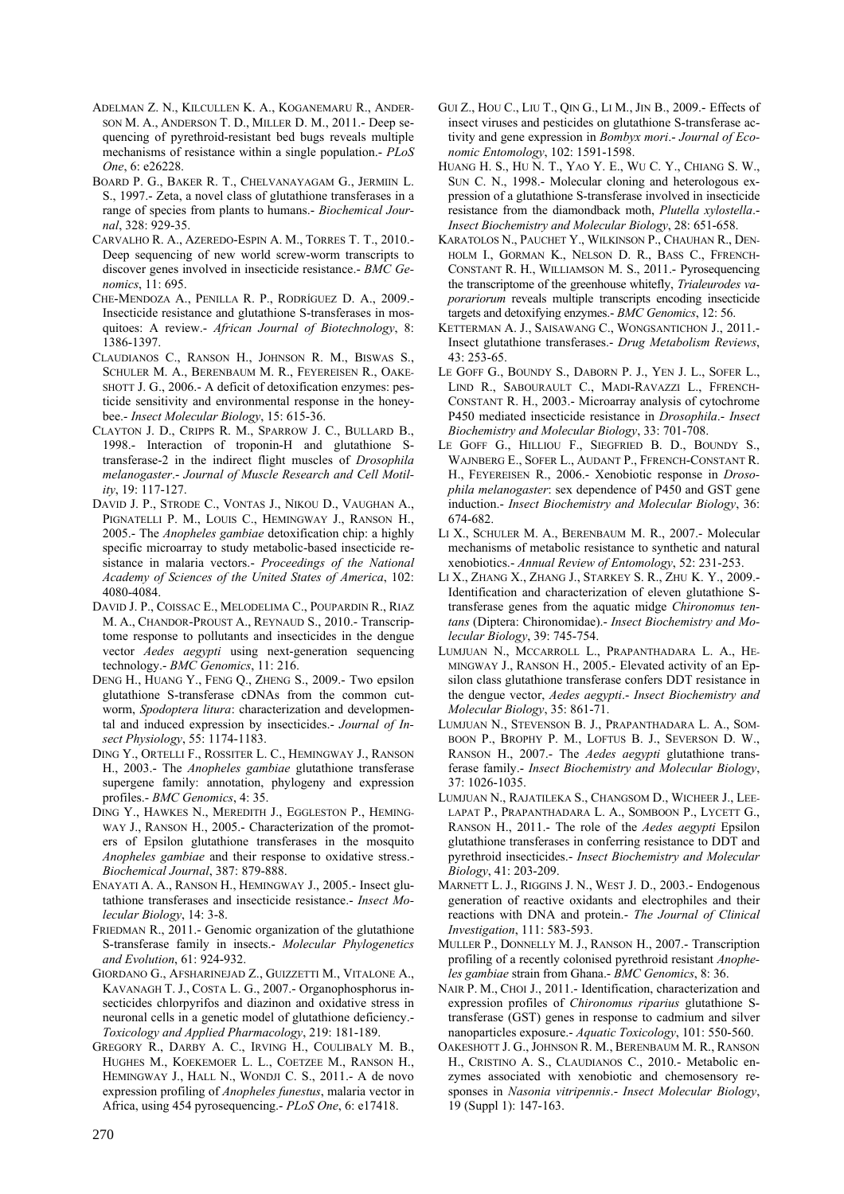ADELMAN Z. N., KILCULLEN K. A., KOGANEMARU R., ANDERSON M. A., ANDERSON T. D., MILLER D. M., 2011.- Deep sequencing of pyrethroid-resistant bed bugs reveals multiple mechanisms of resistance within a single population.- *PLoS One*, 6: e26228.

BOARD P. G., BAKER R. T., CHELVANAYAGAM G., JERMIIN L. S., 1997.- Zeta, a novel class of glutathione transferases in a range of species from plants to humans.- *Biochemical Journal*, 328: 929-35.

CARVALHO R. A., AZEREDO-ESPIN A. M., TORRES T. T., 2010.- Deep sequencing of new world screw-worm transcripts to discover genes involved in insecticide resistance.- *BMC Genomics*, 11: 695.

CHE-MENDOZA A., PENILLA R. P., RODRÍGUEZ D. A., 2009.- Insecticide resistance and glutathione S-transferases in mosquitoes: A review.- *African Journal of Biotechnology*, 8: 1386-1397.

CLAUDIANOS C., RANSON H., JOHNSON R. M., BISWAS S., SCHULER M. A., BERENBAUM M. R., FEYEREISEN R., OAKESHOTT J. G., 2006.- A deficit of detoxification enzymes: pesticide sensitivity and environmental response in the honeybee.- *Insect Molecular Biology*, 15: 615-36.

CLAYTON J. D., CRIPPS R. M., SPARROW J. C., BULLARD B., 1998.- Interaction of troponin-H and glutathione S-transferase-2 in the indirect flight muscles of *Drosophila melanogaster*.- *Journal of Muscle Research and Cell Motility*, 19: 117-127.

DAVID J. P., STRODE C., VONTAS J., NIKOU D., VAUGHAN A., PIGNATELLI P. M., LOUIS C., HEMINGWAY J., RANSON H., 2005.- The *Anopheles gambiae* detoxification chip: a highly specific microarray to study metabolic-based insecticide resistance in malaria vectors.- *Proceedings of the National Academy of Sciences of the United States of America*, 102: 4080-4084.

DAVID J. P., COISSAC E., MELODELIMA C., POUPARDIN R., RIAZ M. A., CHANDOR-PROUST A., REYNAUD S., 2010.- Transcriptome response to pollutants and insecticides in the dengue vector *Aedes aegypti* using next-generation sequencing technology.- *BMC Genomics*, 11: 216.

DENG H., HUANG Y., FENG Q., ZHENG S., 2009.- Two epsilon glutathione S-transferase cDNAs from the common cutworm, *Spodoptera litura*: characterization and developmental and induced expression by insecticides.- *Journal of Insect Physiology*, 55: 1174-1183.

DING Y., ORTELLI F., ROSSITER L. C., HEMINGWAY J., RANSON H., 2003.- The *Anopheles gambiae* glutathione transferase supergene family: annotation, phylogeny and expression profiles.- *BMC Genomics*, 4: 35.

DING Y., HAWKES N., MEREDITH J., EGGLESTON P., HEMINGWAY J., RANSON H., 2005.- Characterization of the promoters of Epsilon glutathione transferases in the mosquito *Anopheles gambiae* and their response to oxidative stress.- *Biochemical Journal*, 387: 879-888.

ENAYATI A. A., RANSON H., HEMINGWAY J., 2005.- Insect glutathione transferases and insecticide resistance.- *Insect Molecular Biology*, 14: 3-8.

FRIEDMAN R., 2011.- Genomic organization of the glutathione S-transferase family in insects.- *Molecular Phylogenetics and Evolution*, 61: 924-932.

GIORDANO G., AFSHARINEJAD Z., GUIZZETTI M., VITALONE A., KAVANAGH T. J., COSTA L. G., 2007.- Organophosphorus insecticides chlorpyrifos and diazinon and oxidative stress in neuronal cells in a genetic model of glutathione deficiency.- *Toxicology and Applied Pharmacology*, 219: 181-189.

GREGORY R., DARBY A. C., IRVING H., COULIBALY M. B., HUGHES M., KOEKEMOER L. L., COETZEE M., RANSON H., HEMINGWAY J., HALL N., WONDJI C. S., 2011.- A de novo expression profiling of *Anopheles funestus*, malaria vector in Africa, using 454 pyrosequencing.- *PLoS One*, 6: e17418.

GUI Z., HOU C., LIU T., QIN G., LI M., JIN B., 2009.- Effects of insect viruses and pesticides on glutathione S-transferase activity and gene expression in *Bombyx mori*.- *Journal of Economic Entomology*, 102: 1591-1598.

HUANG H. S., HU N. T., YAO Y. E., WU C. Y., CHIANG S. W., SUN C. N., 1998.- Molecular cloning and heterologous expression of a glutathione S-transferase involved in insecticide resistance from the diamondback moth, *Plutella xylostella*.- *Insect Biochemistry and Molecular Biology*, 28: 651-658.

KARATOLOS N., PAUCHET Y., WILKINSON P., CHAUHAN R., DENHOLM I., GORMAN K., NELSON D. R., BASS C., FFRENCH-CONSTANT R. H., WILLIAMSON M. S., 2011.- Pyrosequencing the transcriptome of the greenhouse whitefly, *Trialeurodes vaporariorum* reveals multiple transcripts encoding insecticide targets and detoxifying enzymes.- *BMC Genomics*, 12: 56.

KETTERMAN A. J., SAISAWANG C., WONGSANTICHON J., 2011.- Insect glutathione transferases.- *Drug Metabolism Reviews*, 43: 253-65.

LE GOFF G., BOUNDY S., DABORN P. J., YEN J. L., SOFER L., LIND R., SABOURAULT C., MADI-RAVAZZI L., FFRENCH-CONSTANT R. H., 2003.- Microarray analysis of cytochrome P450 mediated insecticide resistance in *Drosophila*.- *Insect Biochemistry and Molecular Biology*, 33: 701-708.

LE GOFF G., HILLIOU F., SIEGFRIED B. D., BOUNDY S., WAJNBERG E., SOFER L., AUDANT P., FFRENCH-CONSTANT R. H., FEYEREISEN R., 2006.- Xenobiotic response in *Drosophila melanogaster*: sex dependence of P450 and GST gene induction.- *Insect Biochemistry and Molecular Biology*, 36: 674-682.

LI X., SCHULER M. A., BERENBAUM M. R., 2007.- Molecular mechanisms of metabolic resistance to synthetic and natural xenobiotics.- *Annual Review of Entomology*, 52: 231-253.

LI X., ZHANG X., ZHANG J., STARKEY S. R., ZHU K. Y., 2009.- Identification and characterization of eleven glutathione S-transferase genes from the aquatic midge *Chironomus tentans* (Diptera: Chironomidae).- *Insect Biochemistry and Molecular Biology*, 39: 745-754.

LUMJUAN N., MCCARROLL L., PRAPANTHADARA L. A., HEMINGWAY J., RANSON H., 2005.- Elevated activity of an Epsilon class glutathione transferase confers DDT resistance in the dengue vector, *Aedes aegypti*.- *Insect Biochemistry and Molecular Biology*, 35: 861-71.

LUMJUAN N., STEVENSON B. J., PRAPANTHADARA L. A., SOMBOON P., BROPHY P. M., LOFTUS B. J., SEVERSON D. W., RANSON H., 2007.- The *Aedes aegypti* glutathione transferase family.- *Insect Biochemistry and Molecular Biology*, 37: 1026-1035.

LUMJUAN N., RAJATILEKA S., CHANGSOM D., WICHEER J., LEELAPAT P., PRAPANTHADARA L. A., SOMBOON P., LYCETT G., RANSON H., 2011.- The role of the *Aedes aegypti* Epsilon glutathione transferases in conferring resistance to DDT and pyrethroid insecticides.- *Insect Biochemistry and Molecular Biology*, 41: 203-209.

MARNETT L. J., RIGGINS J. N., WEST J. D., 2003.- Endogenous generation of reactive oxidants and electrophiles and their reactions with DNA and protein.- *The Journal of Clinical Investigation*, 111: 583-593.

MULLER P., DONNELLY M. J., RANSON H., 2007.- Transcription profiling of a recently colonised pyrethroid resistant *Anopheles gambiae* strain from Ghana.- *BMC Genomics*, 8: 36.

NAIR P. M., CHOI J., 2011.- Identification, characterization and expression profiles of *Chironomus riparius* glutathione S-transferase (GST) genes in response to cadmium and silver nanoparticles exposure.- *Aquatic Toxicology*, 101: 550-560.

OAKESHOTT J. G., JOHNSON R. M., BERENBAUM M. R., RANSON H., CRISTINO A. S., CLAUDIANOS C., 2010.- Metabolic enzymes associated with xenobiotic and chemosensory responses in *Nasonia vitripennis*.- *Insect Molecular Biology*, 19 (Suppl 1): 147-163.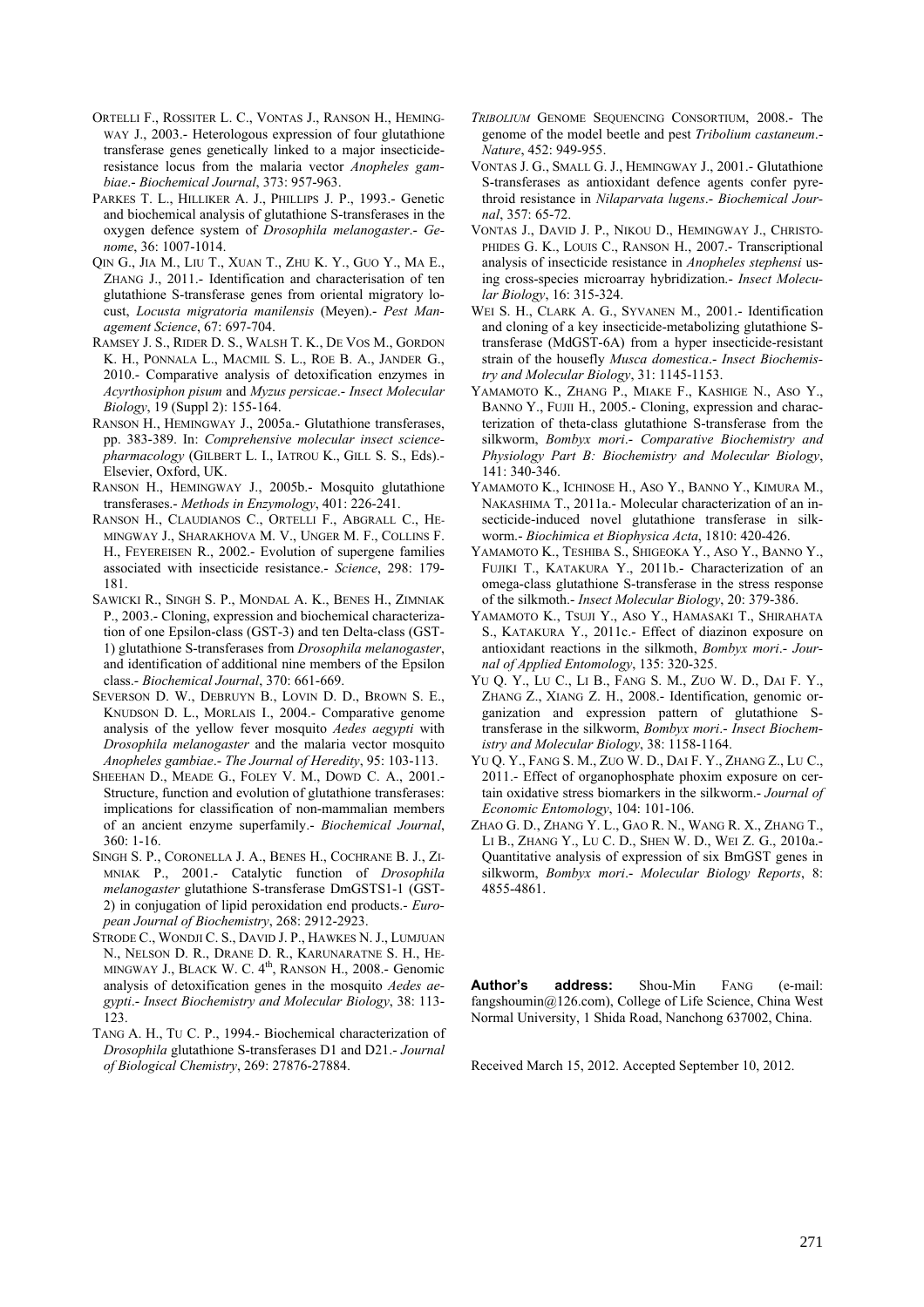ORTELLI F., ROSSITER L. C., VONTAS J., RANSON H., HEMINGWAY J., 2003.- Heterologous expression of four glutathione transferase genes genetically linked to a major insecticide-resistance locus from the malaria vector *Anopheles gambiae*.- *Biochemical Journal*, 373: 957-963.

PARKES T. L., HILLIKER A. J., PHILLIPS J. P., 1993.- Genetic and biochemical analysis of glutathione S-transferases in the oxygen defence system of *Drosophila melanogaster*.- *Genome*, 36: 1007-1014.

QIN G., JIA M., LIU T., XUAN T., ZHU K. Y., GUO Y., MA E., ZHANG J., 2011.- Identification and characterisation of ten glutathione S-transferase genes from oriental migratory locust, *Locusta migratoria manilensis* (Meyen).- *Pest Management Science*, 67: 697-704.

RAMSEY J. S., RIDER D. S., WALSH T. K., DE VOS M., GORDON K. H., PONNALA L., MACMIL S. L., ROE B. A., JANDER G., 2010.- Comparative analysis of detoxification enzymes in *Acyrthosiphon pisum* and *Myzus persicae*.- *Insect Molecular Biology*, 19 (Suppl 2): 155-164.

RANSON H., HEMINGWAY J., 2005a.- Glutathione transferases, pp. 383-389. In: *Comprehensive molecular insect science-pharmacology* (GILBERT L. I., IATROU K., GILL S. S., Eds).- Elsevier, Oxford, UK.

RANSON H., HEMINGWAY J., 2005b.- Mosquito glutathione transferases.- *Methods in Enzymology*, 401: 226-241.

RANSON H., CLAUDIANOS C., ORTELLI F., ABGRALL C., HEMINGWAY J., SHARAKHOVA M. V., UNGER M. F., COLLINS F. H., FEYEREISEN R., 2002.- Evolution of supergene families associated with insecticide resistance.- *Science*, 298: 179-181.

SAWICKI R., SINGH S. P., MONDAL A. K., BENES H., ZIMNIAK P., 2003.- Cloning, expression and biochemical characterization of one Epsilon-class (GST-3) and ten Delta-class (GST-1) glutathione S-transferases from *Drosophila melanogaster*, and identification of additional nine members of the Epsilon class.- *Biochemical Journal*, 370: 661-669.

SEVERSON D. W., DEBRUYN B., LOVIN D. D., BROWN S. E., KNUDSON D. L., MORLAIS I., 2004.- Comparative genome analysis of the yellow fever mosquito *Aedes aegypti* with *Drosophila melanogaster* and the malaria vector mosquito *Anopheles gambiae*.- *The Journal of Heredity*, 95: 103-113.

SHEEHAN D., MEADE G., FOLEY V. M., DOWD C. A., 2001.- Structure, function and evolution of glutathione transferases: implications for classification of non-mammalian members of an ancient enzyme superfamily.- *Biochemical Journal*, 360: 1-16.

SINGH S. P., CORONELLA J. A., BENES H., COCHRANE B. J., ZIMNIAK P., 2001.- Catalytic function of *Drosophila melanogaster* glutathione S-transferase DmGSTS1-1 (GST-2) in conjugation of lipid peroxidation end products.- *European Journal of Biochemistry*, 268: 2912-2923.

STRODE C., WONDJI C. S., DAVID J. P., HAWKES N. J., LUMJUAN N., NELSON D. R., DRANE D. R., KARUNARATNE S. H., HEMINGWAY J., BLACK W. C. 4th, RANSON H., 2008.- Genomic analysis of detoxification genes in the mosquito *Aedes aegypti*.- *Insect Biochemistry and Molecular Biology*, 38: 113-123.

TANG A. H., TU C. P., 1994.- Biochemical characterization of *Drosophila* glutathione S-transferases D1 and D21.- *Journal of Biological Chemistry*, 269: 27876-27884.

*TRIBOLIUM* GENOME SEQUENCING CONSORTIUM, 2008.- The genome of the model beetle and pest *Tribolium castaneum*.- *Nature*, 452: 949-955.

VONTAS J. G., SMALL G. J., HEMINGWAY J., 2001.- Glutathione S-transferases as antioxidant defence agents confer pyrethroid resistance in *Nilaparvata lugens*.- *Biochemical Journal*, 357: 65-72.

VONTAS J., DAVID J. P., NIKOU D., HEMINGWAY J., CHRISTOPHIDES G. K., LOUIS C., RANSON H., 2007.- Transcriptional analysis of insecticide resistance in *Anopheles stephensi* using cross-species microarray hybridization.- *Insect Molecular Biology*, 16: 315-324.

WEI S. H., CLARK A. G., SYVANEN M., 2001.- Identification and cloning of a key insecticide-metabolizing glutathione S-transferase (MdGST-6A) from a hyper insecticide-resistant strain of the housefly *Musca domestica*.- *Insect Biochemistry and Molecular Biology*, 31: 1145-1153.

YAMAMOTO K., ZHANG P., MIAKE F., KASHIGE N., ASO Y., BANNO Y., FUJII H., 2005.- Cloning, expression and characterization of theta-class glutathione S-transferase from the silkworm, *Bombyx mori*.- *Comparative Biochemistry and Physiology Part B: Biochemistry and Molecular Biology*, 141: 340-346.

YAMAMOTO K., ICHINOSE H., ASO Y., BANNO Y., KIMURA M., NAKASHIMA T., 2011a.- Molecular characterization of an insecticide-induced novel glutathione transferase in silkworm.- *Biochimica et Biophysica Acta*, 1810: 420-426.

YAMAMOTO K., TESHIBA S., SHIGEOKA Y., ASO Y., BANNO Y., FUJIKI T., KATAKURA Y., 2011b.- Characterization of an omega-class glutathione S-transferase in the stress response of the silkmoth.- *Insect Molecular Biology*, 20: 379-386.

YAMAMOTO K., TSUJI Y., ASO Y., HAMASAKI T., SHIRAHATA S., KATAKURA Y., 2011c.- Effect of diazinon exposure on antioxidant reactions in the silkmoth, *Bombyx mori*.- *Journal of Applied Entomology*, 135: 320-325.

YU Q. Y., LU C., LI B., FANG S. M., ZUO W. D., DAI F. Y., ZHANG Z., XIANG Z. H., 2008.- Identification, genomic organization and expression pattern of glutathione S-transferase in the silkworm, *Bombyx mori*.- *Insect Biochemistry and Molecular Biology*, 38: 1158-1164.

YU Q. Y., FANG S. M., ZUO W. D., DAI F. Y., ZHANG Z., LU C., 2011.- Effect of organophosphate phoxim exposure on certain oxidative stress biomarkers in the silkworm.- *Journal of Economic Entomology*, 104: 101-106.

ZHAO G. D., ZHANG Y. L., GAO R. N., WANG R. X., ZHANG T., LI B., ZHANG Y., LU C. D., SHEN W. D., WEI Z. G., 2010a.- Quantitative analysis of expression of six BmGST genes in silkworm, *Bombyx mori*.- *Molecular Biology Reports*, 8: 4855-4861.

**Author's address:** Shou-Min FANG (e-mail: fangshoumin@126.com), College of Life Science, China West Normal University, 1 Shida Road, Nanchong 637002, China.

Received March 15, 2012. Accepted September 10, 2012.